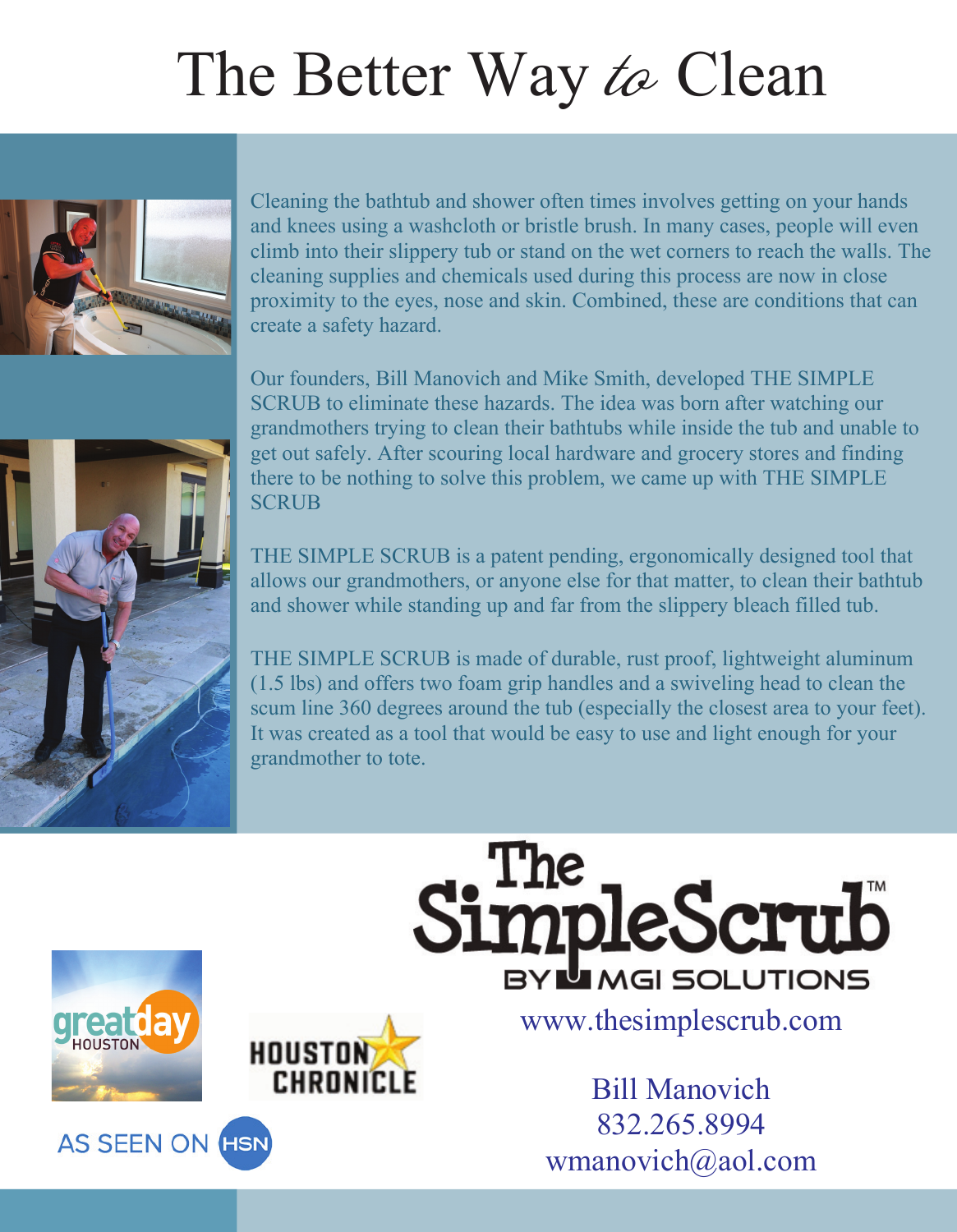# The Better Way *to* Clean

Cleaning the bathtub and shower often times involves getting on your hands and knees using a washcloth or bristle brush. In many cases, people will even climb into their slippery tub or stand on the wet corners to reach the walls. The cleaning supplies and chemicals used during this process are now in close proximity to the eyes, nose and skin. Combined, these are conditions that can create a safety hazard.

Our founders, Bill Manovich and Mike Smith, developed THE SIMPLE SCRUB to eliminate these hazards. The idea was born after watching our grandmothers trying to clean their bathtubs while inside the tub and unable to get out safely. After scouring local hardware and grocery stores and finding there to be nothing to solve this problem, we came up with THE SIMPLE SCRUB

THE SIMPLE SCRUB is a patent pending, ergonomically designed tool that allows our grandmothers, or anyone else for that matter, to clean their bathtub and shower while standing up and far from the slippery bleach filled tub.

THE SIMPLE SCRUB is made of durable, rust proof, lightweight aluminum (1.5 lbs) and offers two foam grip handles and a swiveling head to clean the scum line 360 degrees around the tub (especially the closest area to your feet). It was created as a tool that would be easy to use and light enough for your grandmother to tote.

The SimpleScrub™

BY MGI SOLUTIONS

www.thesimplescrub.com

Bill Manovich
832.265.8994
wmanovich@aol.com

greatday HOUSTON

HOUSTON CHRONICLE

AS SEEN ON HSN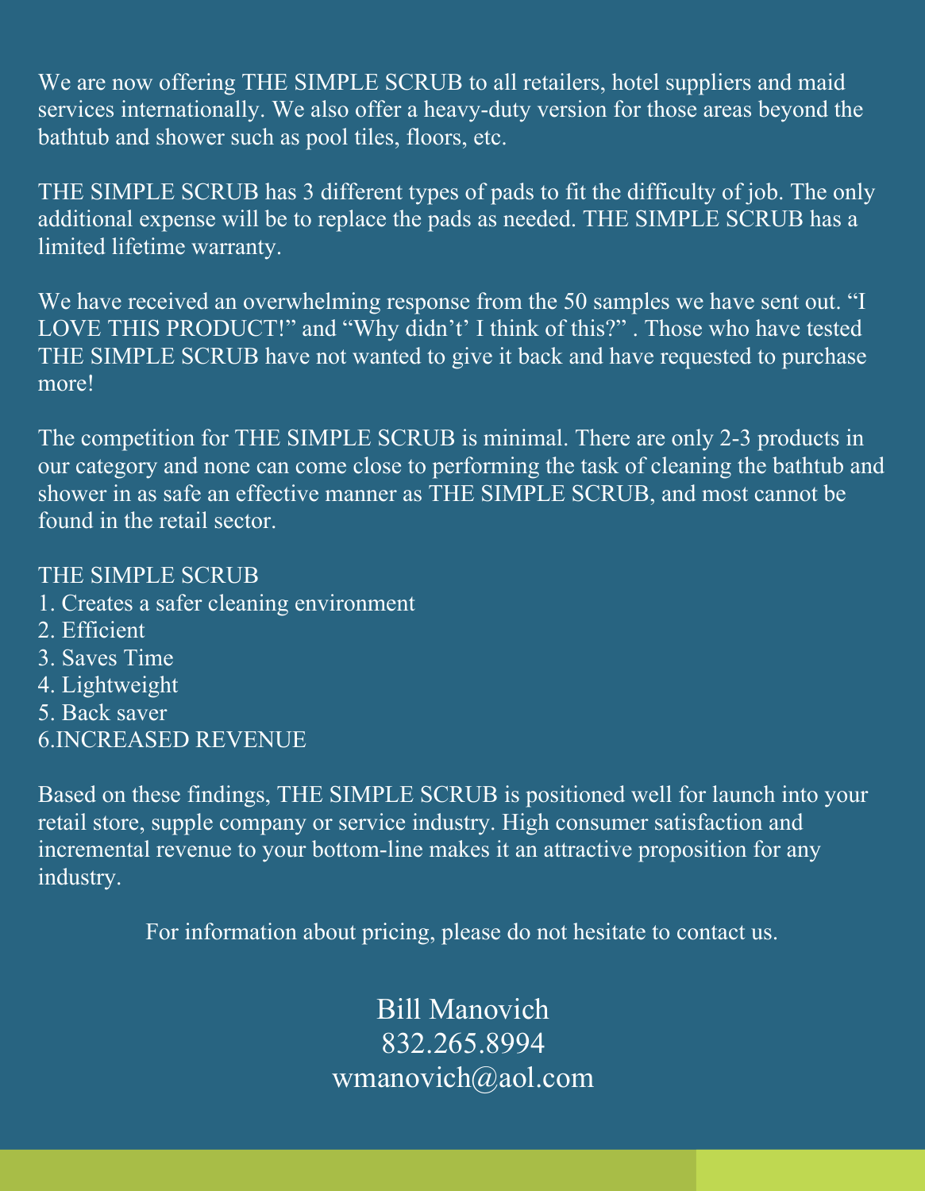We are now offering THE SIMPLE SCRUB to all retailers, hotel suppliers and maid services internationally. We also offer a heavy-duty version for those areas beyond the bathtub and shower such as pool tiles, floors, etc.

THE SIMPLE SCRUB has 3 different types of pads to fit the difficulty of job. The only additional expense will be to replace the pads as needed. THE SIMPLE SCRUB has a limited lifetime warranty.

We have received an overwhelming response from the 50 samples we have sent out. "I LOVE THIS PRODUCT!" and "Why didn't' I think of this?" . Those who have tested THE SIMPLE SCRUB have not wanted to give it back and have requested to purchase more!

The competition for THE SIMPLE SCRUB is minimal. There are only 2-3 products in our category and none can come close to performing the task of cleaning the bathtub and shower in as safe an effective manner as THE SIMPLE SCRUB, and most cannot be found in the retail sector.

THE SIMPLE SCRUB

1. Creates a safer cleaning environment
2. Efficient
3. Saves Time
4. Lightweight
5. Back saver
6. INCREASED REVENUE

Based on these findings, THE SIMPLE SCRUB is positioned well for launch into your retail store, supple company or service industry. High consumer satisfaction and incremental revenue to your bottom-line makes it an attractive proposition for any industry.

For information about pricing, please do not hesitate to contact us.

Bill Manovich
832.265.8994
wmanovich@aol.com